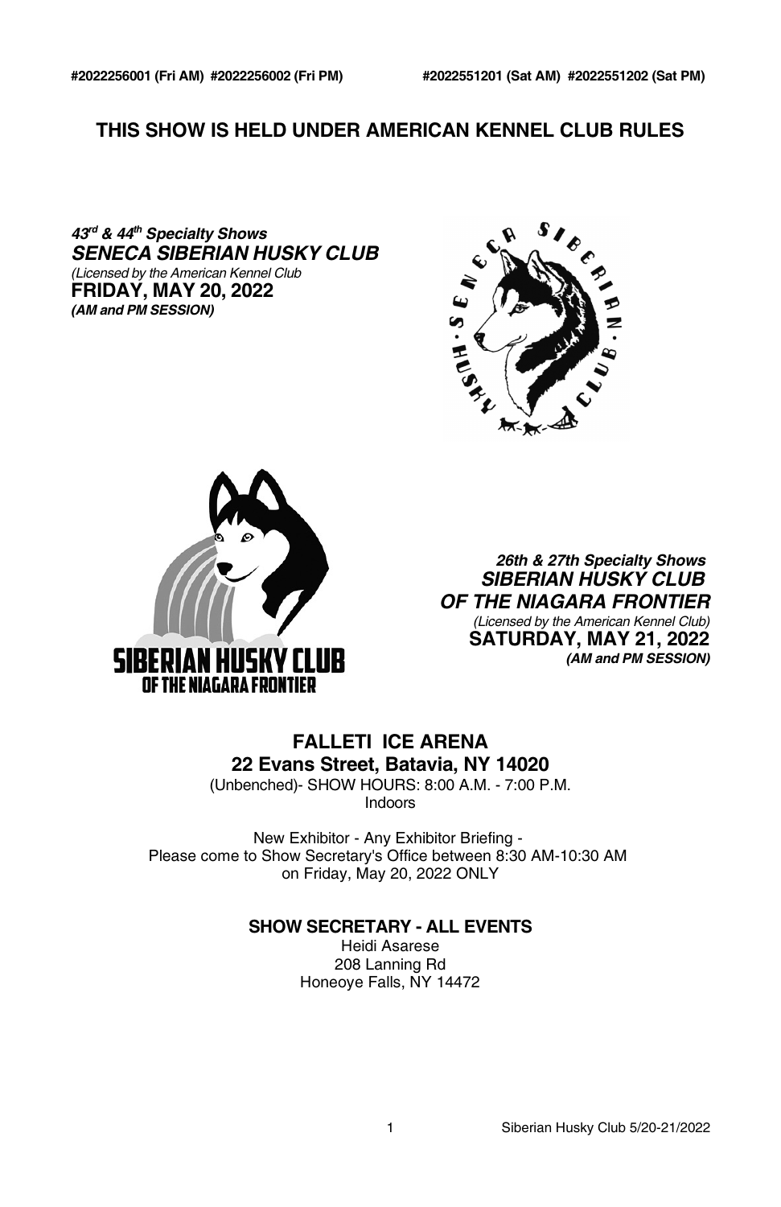#2022256001 (Fri AM) #2022256002 (Fri PM) #2022551201 (Sat AM) #2022551202 (Sat PM)

# THIS SHOW IS HELD UNDER AMERICAN KENNEL CLUB RULES

***43rd & 44th Specialty Shows***
***SENECA SIBERIAN HUSKY CLUB***
*(Licensed by the American Kennel Club)*
**FRIDAY, MAY 20, 2022**
***(AM and PM SESSION)***

***26th & 27th Specialty Shows***
***SIBERIAN HUSKY CLUB OF THE NIAGARA FRONTIER***
*(Licensed by the American Kennel Club)*
**SATURDAY, MAY 21, 2022**
***(AM and PM SESSION)***

## FALLETI ICE ARENA
## 22 Evans Street, Batavia, NY 14020

(Unbenched)- SHOW HOURS: 8:00 A.M. - 7:00 P.M.
Indoors

New Exhibitor - Any Exhibitor Briefing -
Please come to Show Secretary's Office between 8:30 AM-10:30 AM
on Friday, May 20, 2022 ONLY

### SHOW SECRETARY - ALL EVENTS

Heidi Asarese
208 Lanning Rd
Honeoye Falls, NY 14472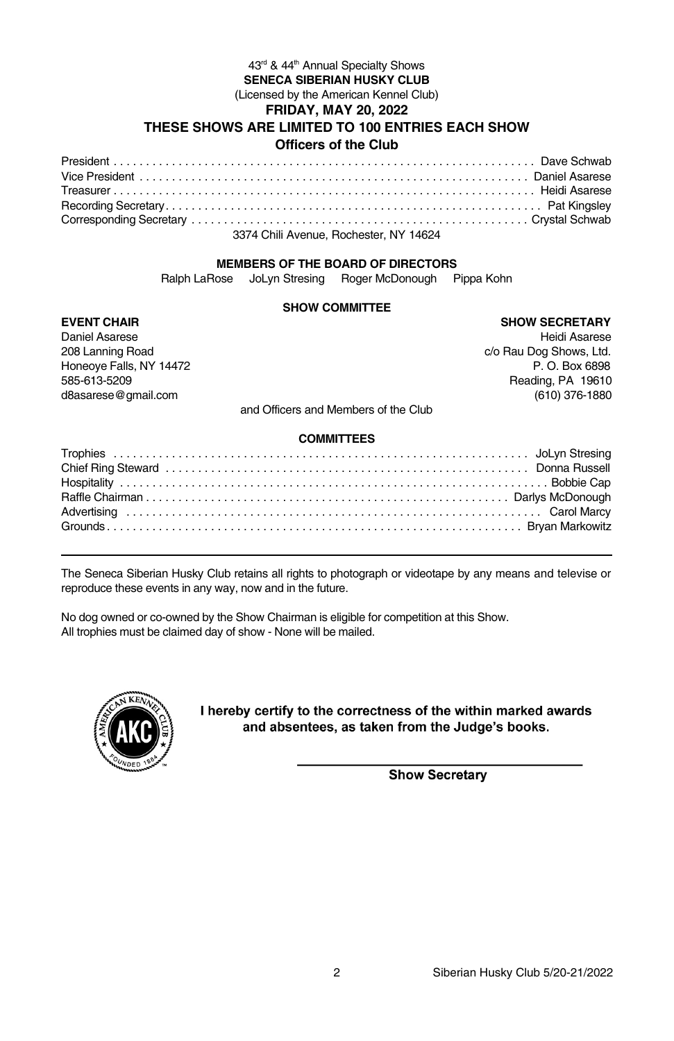43rd & 44th Annual Specialty Shows

**SENECA SIBERIAN HUSKY CLUB**

(Licensed by the American Kennel Club)

**FRIDAY, MAY 20, 2022**

**THESE SHOWS ARE LIMITED TO 100 ENTRIES EACH SHOW**

**Officers of the Club**

President . . . . . . . . . . Dave Schwab
Vice President . . . . . . . . . . Daniel Asarese
Treasurer . . . . . . . . . . Heidi Asarese
Recording Secretary . . . . . . . . . . Pat Kingsley
Corresponding Secretary . . . . . . . . . . Crystal Schwab

3374 Chili Avenue, Rochester, NY 14624

**MEMBERS OF THE BOARD OF DIRECTORS**

Ralph LaRose     JoLyn Stresing     Roger McDonough     Pippa Kohn

**SHOW COMMITTEE**

**EVENT CHAIR**
Daniel Asarese
208 Lanning Road
Honeoye Falls, NY 14472
585-613-5209
d8asarese@gmail.com

**SHOW SECRETARY**
Heidi Asarese
c/o Rau Dog Shows, Ltd.
P. O. Box 6898
Reading, PA 19610
(610) 376-1880

and Officers and Members of the Club

**COMMITTEES**

Trophies . . . . . . . . . . JoLyn Stresing
Chief Ring Steward . . . . . . . . . . Donna Russell
Hospitality . . . . . . . . . . Bobbie Cap
Raffle Chairman . . . . . . . . . . Darlys McDonough
Advertising . . . . . . . . . . Carol Marcy
Grounds . . . . . . . . . . Bryan Markowitz

---

The Seneca Siberian Husky Club retains all rights to photograph or videotape by any means and televise or reproduce these events in any way, now and in the future.

No dog owned or co-owned by the Show Chairman is eligible for competition at this Show.
All trophies must be claimed day of show - None will be mailed.

**I hereby certify to the correctness of the within marked awards and absentees, as taken from the Judge's books.**

\_\_\_\_\_\_\_\_\_\_\_\_\_\_\_\_\_\_\_\_\_\_\_\_\_\_\_\_\_\_\_\_\_\_\_\_

**Show Secretary**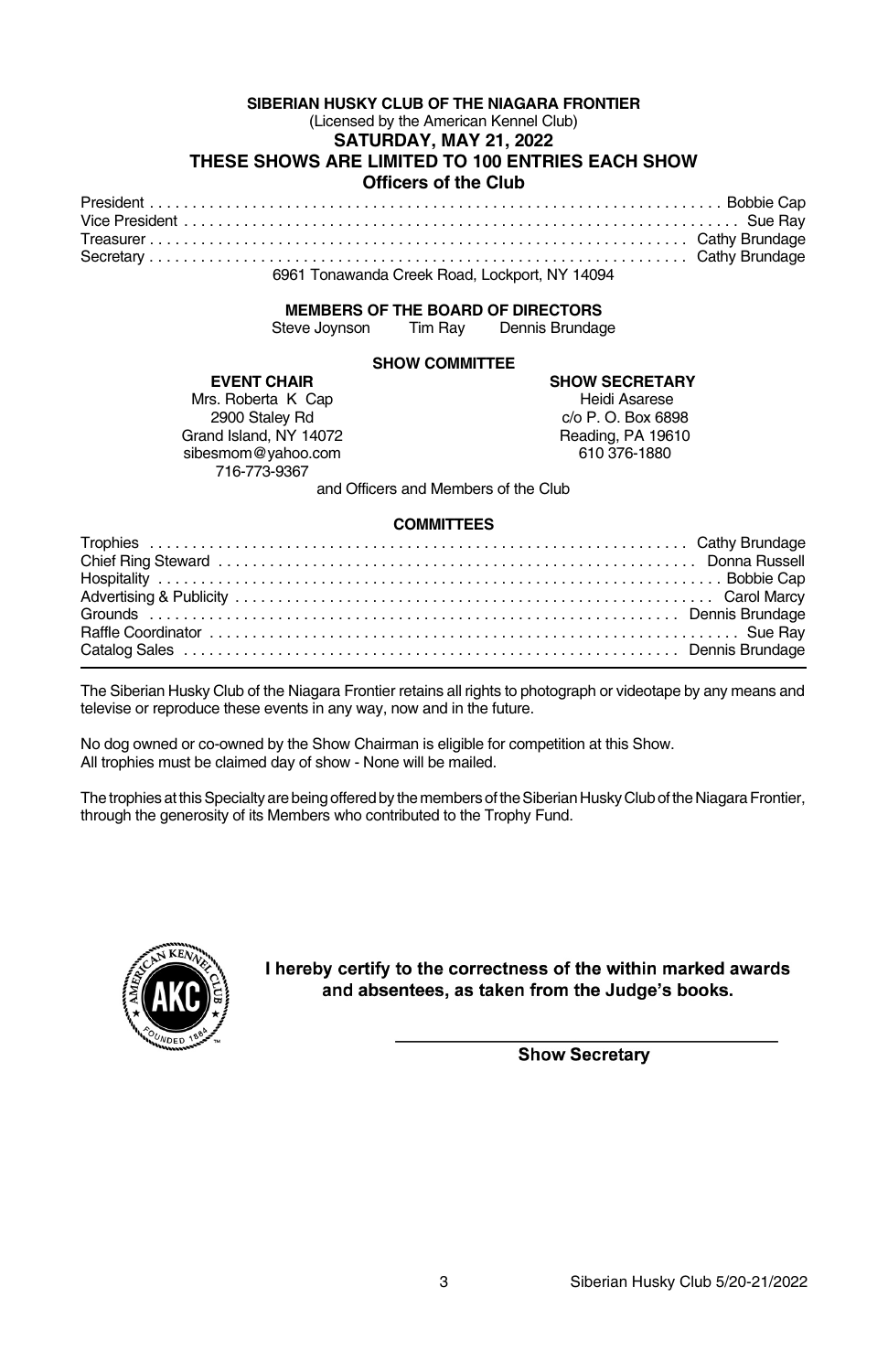**SIBERIAN HUSKY CLUB OF THE NIAGARA FRONTIER**

(Licensed by the American Kennel Club)

**SATURDAY, MAY 21, 2022**

**THESE SHOWS ARE LIMITED TO 100 ENTRIES EACH SHOW**

**Officers of the Club**

President . . . . . . . . . . . . . . . . . . . . . . . . . . . . . . . . . . . . . . Bobbie Cap
Vice President . . . . . . . . . . . . . . . . . . . . . . . . . . . . . . . . . . . Sue Ray
Treasurer . . . . . . . . . . . . . . . . . . . . . . . . . . . . . . . . . . . . Cathy Brundage
Secretary . . . . . . . . . . . . . . . . . . . . . . . . . . . . . . . . . . . . Cathy Brundage

6961 Tonawanda Creek Road, Lockport, NY 14094

**MEMBERS OF THE BOARD OF DIRECTORS**

Steve Joynson    Tim Ray    Dennis Brundage

**SHOW COMMITTEE**

**EVENT CHAIR**
Mrs. Roberta K Cap
2900 Staley Rd
Grand Island, NY 14072
sibesmom@yahoo.com
716-773-9367

**SHOW SECRETARY**
Heidi Asarese
c/o P. O. Box 6898
Reading, PA 19610
610 376-1880

and Officers and Members of the Club

**COMMITTEES**

Trophies . . . . . . . . . . . . . . . . . . . . . . . . . . . . . . . . . . . . Cathy Brundage
Chief Ring Steward . . . . . . . . . . . . . . . . . . . . . . . . . . . . . . Donna Russell
Hospitality . . . . . . . . . . . . . . . . . . . . . . . . . . . . . . . . . . . . Bobbie Cap
Advertising & Publicity . . . . . . . . . . . . . . . . . . . . . . . . . . . . Carol Marcy
Grounds . . . . . . . . . . . . . . . . . . . . . . . . . . . . . . . . . . . . Dennis Brundage
Raffle Coordinator . . . . . . . . . . . . . . . . . . . . . . . . . . . . . . . . . Sue Ray
Catalog Sales . . . . . . . . . . . . . . . . . . . . . . . . . . . . . . . . Dennis Brundage

The Siberian Husky Club of the Niagara Frontier retains all rights to photograph or videotape by any means and televise or reproduce these events in any way, now and in the future.

No dog owned or co-owned by the Show Chairman is eligible for competition at this Show.
All trophies must be claimed day of show - None will be mailed.

The trophies at this Specialty are being offered by the members of the Siberian Husky Club of the Niagara Frontier, through the generosity of its Members who contributed to the Trophy Fund.

**I hereby certify to the correctness of the within marked awards and absentees, as taken from the Judge's books.**

**Show Secretary**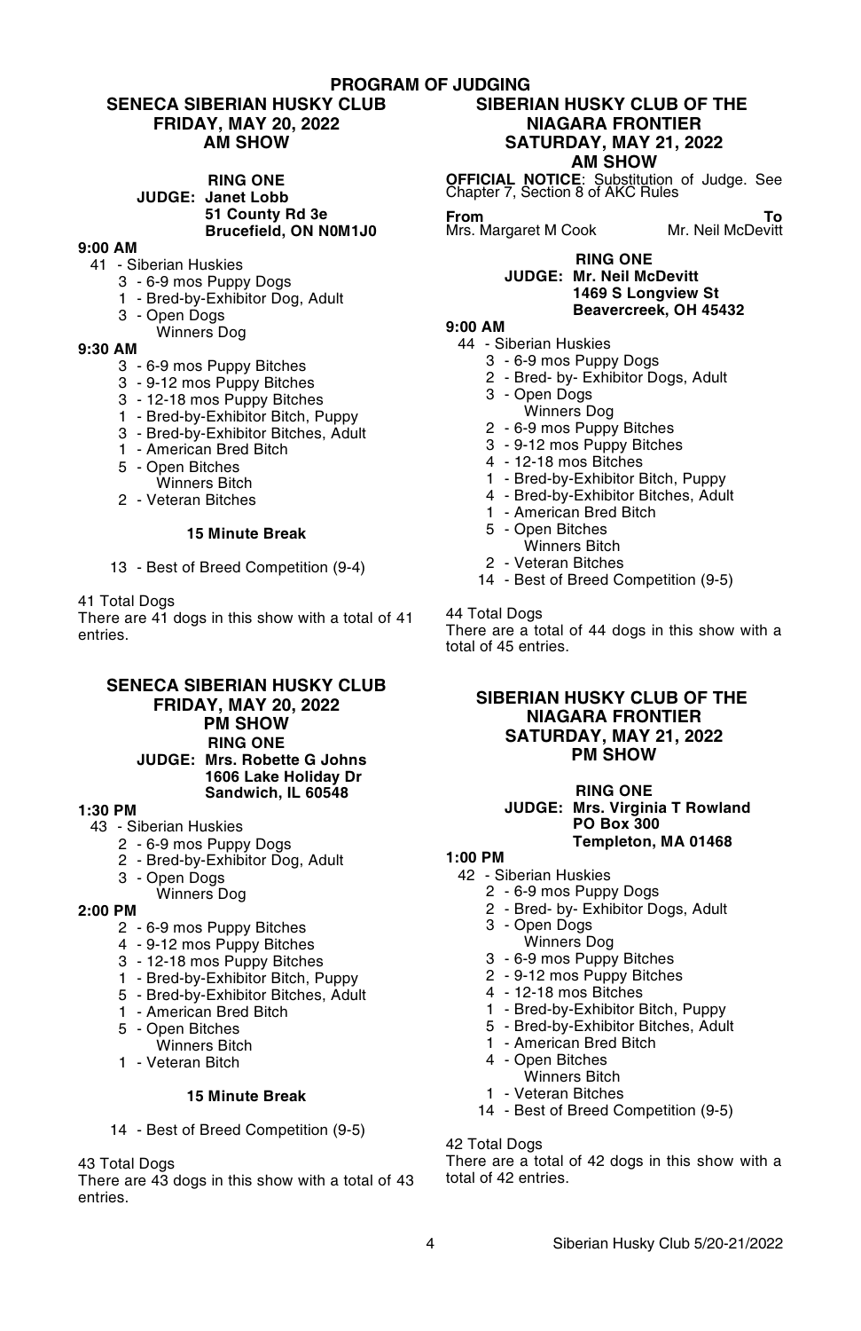# PROGRAM OF JUDGING

## SENECA SIBERIAN HUSKY CLUB
### FRIDAY, MAY 20, 2022
### AM SHOW

**RING ONE**
**JUDGE: Janet Lobb**
**51 County Rd 3e**
**Brucefield, ON N0M1J0**

**9:00 AM**

41 - Siberian Huskies
- 3 - 6-9 mos Puppy Dogs
- 1 - Bred-by-Exhibitor Dog, Adult
- 3 - Open Dogs
  - Winners Dog

**9:30 AM**

- 3 - 6-9 mos Puppy Bitches
- 3 - 9-12 mos Puppy Bitches
- 3 - 12-18 mos Puppy Bitches
- 1 - Bred-by-Exhibitor Bitch, Puppy
- 3 - Bred-by-Exhibitor Bitches, Adult
- 1 - American Bred Bitch
- 5 - Open Bitches
  - Winners Bitch
- 2 - Veteran Bitches

**15 Minute Break**

13 - Best of Breed Competition (9-4)

41 Total Dogs
There are 41 dogs in this show with a total of 41 entries.

## SENECA SIBERIAN HUSKY CLUB
### FRIDAY, MAY 20, 2022
### PM SHOW

**RING ONE**
**JUDGE: Mrs. Robette G Johns**
**1606 Lake Holiday Dr**
**Sandwich, IL 60548**

**1:30 PM**

43 - Siberian Huskies
- 2 - 6-9 mos Puppy Dogs
- 2 - Bred-by-Exhibitor Dog, Adult
- 3 - Open Dogs
  - Winners Dog

**2:00 PM**

- 2 - 6-9 mos Puppy Bitches
- 4 - 9-12 mos Puppy Bitches
- 3 - 12-18 mos Puppy Bitches
- 1 - Bred-by-Exhibitor Bitch, Puppy
- 5 - Bred-by-Exhibitor Bitches, Adult
- 1 - American Bred Bitch
- 5 - Open Bitches
  - Winners Bitch
- 1 - Veteran Bitch

**15 Minute Break**

14 - Best of Breed Competition (9-5)

43 Total Dogs
There are 43 dogs in this show with a total of 43 entries.

## SIBERIAN HUSKY CLUB OF THE NIAGARA FRONTIER
### SATURDAY, MAY 21, 2022
### AM SHOW

**OFFICIAL NOTICE**: Substitution of Judge. See Chapter 7, Section 8 of AKC Rules

| From | To |
|---|---|
| Mrs. Margaret M Cook | Mr. Neil McDevitt |

**RING ONE**
**JUDGE: Mr. Neil McDevitt**
**1469 S Longview St**
**Beavercreek, OH 45432**

**9:00 AM**

44 - Siberian Huskies
- 3 - 6-9 mos Puppy Dogs
- 2 - Bred- by- Exhibitor Dogs, Adult
- 3 - Open Dogs
  - Winners Dog
- 2 - 6-9 mos Puppy Bitches
- 3 - 9-12 mos Puppy Bitches
- 4 - 12-18 mos Bitches
- 1 - Bred-by-Exhibitor Bitch, Puppy
- 4 - Bred-by-Exhibitor Bitches, Adult
- 1 - American Bred Bitch
- 5 - Open Bitches
  - Winners Bitch
- 2 - Veteran Bitches
- 14 - Best of Breed Competition (9-5)

44 Total Dogs
There are a total of 44 dogs in this show with a total of 45 entries.

## SIBERIAN HUSKY CLUB OF THE NIAGARA FRONTIER
### SATURDAY, MAY 21, 2022
### PM SHOW

**RING ONE**
**JUDGE: Mrs. Virginia T Rowland**
**PO Box 300**
**Templeton, MA 01468**

**1:00 PM**

42 - Siberian Huskies
- 2 - 6-9 mos Puppy Dogs
- 2 - Bred- by- Exhibitor Dogs, Adult
- 3 - Open Dogs
  - Winners Dog
- 3 - 6-9 mos Puppy Bitches
- 2 - 9-12 mos Puppy Bitches
- 4 - 12-18 mos Bitches
- 1 - Bred-by-Exhibitor Bitch, Puppy
- 5 - Bred-by-Exhibitor Bitches, Adult
- 1 - American Bred Bitch
- 4 - Open Bitches
  - Winners Bitch
- 1 - Veteran Bitches
- 14 - Best of Breed Competition (9-5)

42 Total Dogs
There are a total of 42 dogs in this show with a total of 42 entries.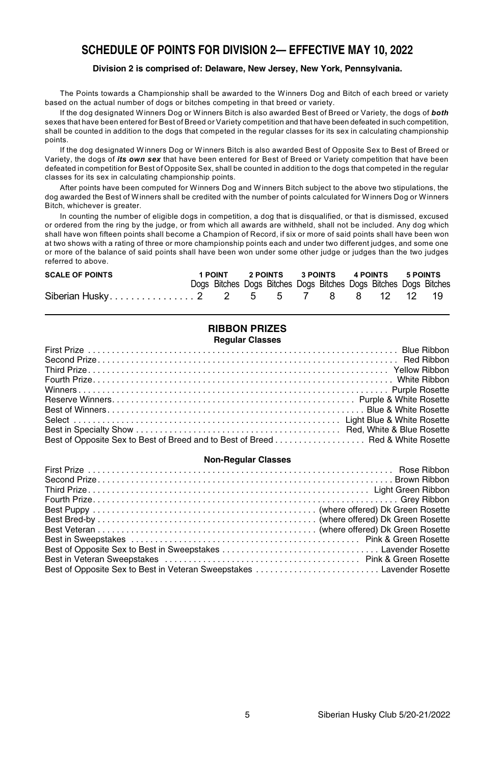# SCHEDULE OF POINTS FOR DIVISION 2— EFFECTIVE MAY 10, 2022

**Division 2 is comprised of: Delaware, New Jersey, New York, Pennsylvania.**

The Points towards a Championship shall be awarded to the Winners Dog and Bitch of each breed or variety based on the actual number of dogs or bitches competing in that breed or variety.

If the dog designated Winners Dog or Winners Bitch is also awarded Best of Breed or Variety, the dogs of ***both*** sexes that have been entered for Best of Breed or Variety competition and that have been defeated in such competition, shall be counted in addition to the dogs that competed in the regular classes for its sex in calculating championship points.

If the dog designated Winners Dog or Winners Bitch is also awarded Best of Opposite Sex to Best of Breed or Variety, the dogs of ***its own sex*** that have been entered for Best of Breed or Variety competition that have been defeated in competition for Best of Opposite Sex, shall be counted in addition to the dogs that competed in the regular classes for its sex in calculating championship points.

After points have been computed for Winners Dog and Winners Bitch subject to the above two stipulations, the dog awarded the Best of Winners shall be credited with the number of points calculated for Winners Dog or Winners Bitch, whichever is greater.

In counting the number of eligible dogs in competition, a dog that is disqualified, or that is dismissed, excused or ordered from the ring by the judge, or from which all awards are withheld, shall not be included. Any dog which shall have won fifteen points shall become a Champion of Record, if six or more of said points shall have been won at two shows with a rating of three or more championship points each and under two different judges, and some one or more of the balance of said points shall have been won under some other judge or judges than the two judges referred to above.

| SCALE OF POINTS | 1 POINT | | 2 POINTS | | 3 POINTS | | 4 POINTS | | 5 POINTS | |
|---|---|---|---|---|---|---|---|---|---|---|
| | Dogs | Bitches | Dogs | Bitches | Dogs | Bitches | Dogs | Bitches | Dogs | Bitches |
| Siberian Husky | 2 | 2 | 5 | 5 | 7 | 8 | 8 | 12 | 12 | 19 |

## RIBBON PRIZES

### Regular Classes

| | |
|---|---|
| First Prize | Blue Ribbon |
| Second Prize | Red Ribbon |
| Third Prize | Yellow Ribbon |
| Fourth Prize | White Ribbon |
| Winners | Purple Rosette |
| Reserve Winners | Purple & White Rosette |
| Best of Winners | Blue & White Rosette |
| Select | Light Blue & White Rosette |
| Best in Specialty Show | Red, White & Blue Rosette |
| Best of Opposite Sex to Best of Breed and to Best of Breed | Red & White Rosette |

### Non-Regular Classes

| | |
|---|---|
| First Prize | Rose Ribbon |
| Second Prize | Brown Ribbon |
| Third Prize | Light Green Ribbon |
| Fourth Prize | Grey Ribbon |
| Best Puppy | (where offered) Dk Green Rosette |
| Best Bred-by | (where offered) Dk Green Rosette |
| Best Veteran | (where offered) Dk Green Rosette |
| Best in Sweepstakes | Pink & Green Rosette |
| Best of Opposite Sex to Best in Sweepstakes | Lavender Rosette |
| Best in Veteran Sweepstakes | Pink & Green Rosette |
| Best of Opposite Sex to Best in Veteran Sweepstakes | Lavender Rosette |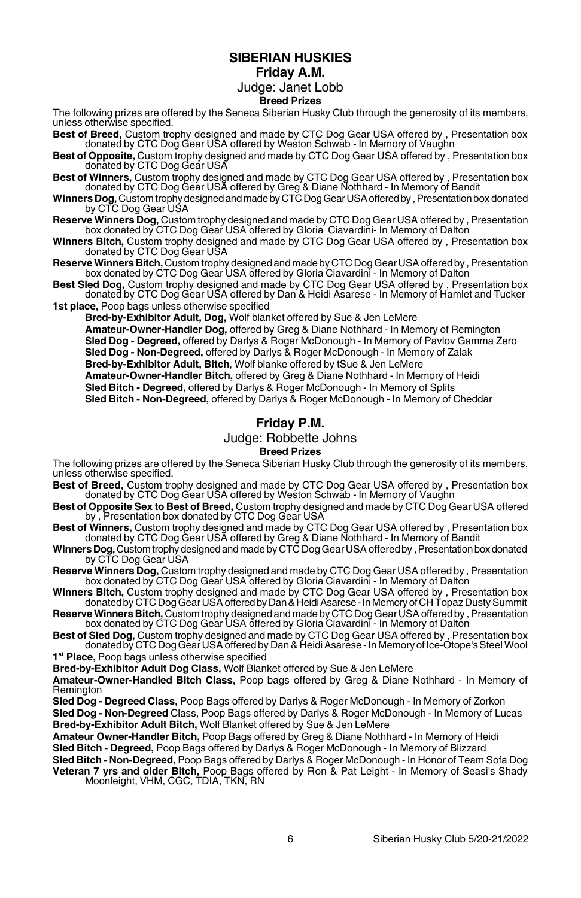## SIBERIAN HUSKIES

### Friday A.M.

Judge: Janet Lobb

**Breed Prizes**

The following prizes are offered by the Seneca Siberian Husky Club through the generosity of its members, unless otherwise specified.

**Best of Breed,** Custom trophy designed and made by CTC Dog Gear USA offered by , Presentation box donated by CTC Dog Gear USA offered by Weston Schwab - In Memory of Vaughn

**Best of Opposite,** Custom trophy designed and made by CTC Dog Gear USA offered by , Presentation box donated by CTC Dog Gear USA

**Best of Winners,** Custom trophy designed and made by CTC Dog Gear USA offered by , Presentation box donated by CTC Dog Gear USA offered by Greg & Diane Nothhard - In Memory of Bandit

**Winners Dog,** Custom trophy designed and made by CTC Dog Gear USA offered by , Presentation box donated by CTC Dog Gear USA

**Reserve Winners Dog,** Custom trophy designed and made by CTC Dog Gear USA offered by , Presentation box donated by CTC Dog Gear USA offered by Gloria Ciavardini- In Memory of Dalton

**Winners Bitch,** Custom trophy designed and made by CTC Dog Gear USA offered by , Presentation box donated by CTC Dog Gear USA

**Reserve Winners Bitch,** Custom trophy designed and made by CTC Dog Gear USA offered by , Presentation box donated by CTC Dog Gear USA offered by Gloria Ciavardini - In Memory of Dalton

**Best Sled Dog,** Custom trophy designed and made by CTC Dog Gear USA offered by , Presentation box donated by CTC Dog Gear USA offered by Dan & Heidi Asarese - In Memory of Hamlet and Tucker

**1st place,** Poop bags unless otherwise specified

- **Bred-by-Exhibitor Adult, Dog,** Wolf blanket offered by Sue & Jen LeMere
- **Amateur-Owner-Handler Dog,** offered by Greg & Diane Nothhard - In Memory of Remington
- **Sled Dog - Degreed,** offered by Darlys & Roger McDonough - In Memory of Pavlov Gamma Zero
- **Sled Dog - Non-Degreed,** offered by Darlys & Roger McDonough - In Memory of Zalak
- **Bred-by-Exhibitor Adult, Bitch**, Wolf blanke offered by tSue & Jen LeMere
- **Amateur-Owner-Handler Bitch,** offered by Greg & Diane Nothhard - In Memory of Heidi
- **Sled Bitch - Degreed,** offered by Darlys & Roger McDonough - In Memory of Splits
- **Sled Bitch - Non-Degreed,** offered by Darlys & Roger McDonough - In Memory of Cheddar

### Friday P.M.

Judge: Robbette Johns

**Breed Prizes**

The following prizes are offered by the Seneca Siberian Husky Club through the generosity of its members, unless otherwise specified.

**Best of Breed,** Custom trophy designed and made by CTC Dog Gear USA offered by , Presentation box donated by CTC Dog Gear USA offered by Weston Schwab - In Memory of Vaughn

**Best of Opposite Sex to Best of Breed,** Custom trophy designed and made by CTC Dog Gear USA offered by , Presentation box donated by CTC Dog Gear USA

**Best of Winners,** Custom trophy designed and made by CTC Dog Gear USA offered by , Presentation box donated by CTC Dog Gear USA offered by Greg & Diane Nothhard - In Memory of Bandit

**Winners Dog,** Custom trophy designed and made by CTC Dog Gear USA offered by , Presentation box donated by CTC Dog Gear USA

**Reserve Winners Dog,** Custom trophy designed and made by CTC Dog Gear USA offered by , Presentation box donated by CTC Dog Gear USA offered by Gloria Ciavardini - In Memory of Dalton

**Winners Bitch,** Custom trophy designed and made by CTC Dog Gear USA offered by , Presentation box donated by CTC Dog Gear USA offered by Dan & Heidi Asarese - In Memory of CH Topaz Dusty Summit

**Reserve Winners Bitch,** Custom trophy designed and made by CTC Dog Gear USA offered by , Presentation box donated by CTC Dog Gear USA offered by Gloria Ciavardini - In Memory of Dalton

**Best of Sled Dog,** Custom trophy designed and made by CTC Dog Gear USA offered by , Presentation box donated by CTC Dog Gear USA offered by Dan & Heidi Asarese - In Memory of Ice-Otope's Steel Wool

**1st Place,** Poop bags unless otherwise specified

**Bred-by-Exhibitor Adult Dog Class,** Wolf Blanket offered by Sue & Jen LeMere

**Amateur-Owner-Handled Bitch Class,** Poop bags offered by Greg & Diane Nothhard - In Memory of Remington

**Sled Dog - Degreed Class,** Poop Bags offered by Darlys & Roger McDonough - In Memory of Zorkon

**Sled Dog - Non-Degreed** Class, Poop Bags offered by Darlys & Roger McDonough - In Memory of Lucas

**Bred-by-Exhibitor Adult Bitch,** Wolf Blanket offered by Sue & Jen LeMere

**Amateur Owner-Handler Bitch,** Poop Bags offered by Greg & Diane Nothhard - In Memory of Heidi

**Sled Bitch - Degreed,** Poop Bags offered by Darlys & Roger McDonough - In Memory of Blizzard

**Sled Bitch - Non-Degreed,** Poop Bags offered by Darlys & Roger McDonough - In Honor of Team Sofa Dog

**Veteran 7 yrs and older Bitch,** Poop Bags offered by Ron & Pat Leight - In Memory of Seasi's Shady Moonleight, VHM, CGC, TDIA, TKN, RN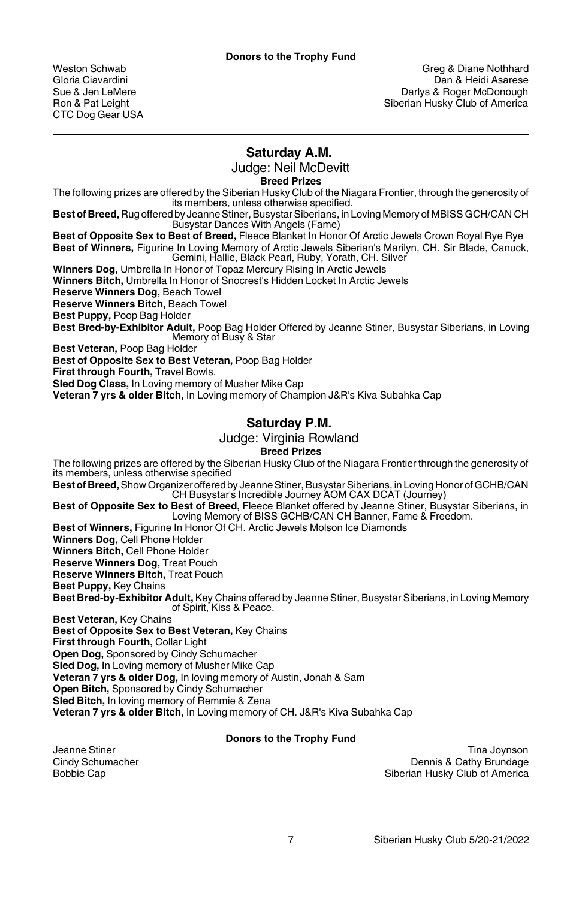**Donors to the Trophy Fund**

Weston Schwab
Gloria Ciavardini
Sue & Jen LeMere
Ron & Pat Leight
CTC Dog Gear USA

Greg & Diane Nothhard
Dan & Heidi Asarese
Darlys & Roger McDonough
Siberian Husky Club of America

---

## Saturday A.M.

### Judge: Neil McDevitt

**Breed Prizes**

The following prizes are offered by the Siberian Husky Club of the Niagara Frontier, through the generosity of its members, unless otherwise specified.

**Best of Breed,** Rug offered by Jeanne Stiner, Busystar Siberians, in Loving Memory of MBISS GCH/CAN CH Busystar Dances With Angels (Fame)

**Best of Opposite Sex to Best of Breed,** Fleece Blanket In Honor Of Arctic Jewels Crown Royal Rye Rye

**Best of Winners,** Figurine In Loving Memory of Arctic Jewels Siberian's Marilyn, CH. Sir Blade, Canuck, Gemini, Hallie, Black Pearl, Ruby, Yorath, CH. Silver

**Winners Dog,** Umbrella In Honor of Topaz Mercury Rising In Arctic Jewels

**Winners Bitch,** Umbrella In Honor of Snocrest's Hidden Locket In Arctic Jewels

**Reserve Winners Dog,** Beach Towel

**Reserve Winners Bitch,** Beach Towel

**Best Puppy,** Poop Bag Holder

**Best Bred-by-Exhibitor Adult,** Poop Bag Holder Offered by Jeanne Stiner, Busystar Siberians, in Loving Memory of Busy & Star

**Best Veteran,** Poop Bag Holder

**Best of Opposite Sex to Best Veteran,** Poop Bag Holder

**First through Fourth,** Travel Bowls.

**Sled Dog Class,** In Loving memory of Musher Mike Cap

**Veteran 7 yrs & older Bitch,** In Loving memory of Champion J&R's Kiva Subahka Cap

## Saturday P.M.

### Judge: Virginia Rowland

**Breed Prizes**

The following prizes are offered by the Siberian Husky Club of the Niagara Frontier through the generosity of its members, unless otherwise specified

**Best of Breed,** Show Organizer offered by Jeanne Stiner, Busystar Siberians, in Loving Honor of GCHB/CAN CH Busystar's Incredible Journey AOM CAX DCAT (Journey)

**Best of Opposite Sex to Best of Breed,** Fleece Blanket offered by Jeanne Stiner, Busystar Siberians, in Loving Memory of BISS GCHB/CAN CH Banner, Fame & Freedom.

**Best of Winners,** Figurine In Honor Of CH. Arctic Jewels Molson Ice Diamonds

**Winners Dog,** Cell Phone Holder

**Winners Bitch,** Cell Phone Holder

**Reserve Winners Dog,** Treat Pouch

**Reserve Winners Bitch,** Treat Pouch

**Best Puppy,** Key Chains

**Best Bred-by-Exhibitor Adult,** Key Chains offered by Jeanne Stiner, Busystar Siberians, in Loving Memory of Spirit, Kiss & Peace.

**Best Veteran,** Key Chains

**Best of Opposite Sex to Best Veteran,** Key Chains

**First through Fourth,** Collar Light

**Open Dog,** Sponsored by Cindy Schumacher

**Sled Dog,** In Loving memory of Musher Mike Cap

**Veteran 7 yrs & older Dog,** In loving memory of Austin, Jonah & Sam

**Open Bitch,** Sponsored by Cindy Schumacher

**Sled Bitch,** In loving memory of Remmie & Zena

**Veteran 7 yrs & older Bitch,** In Loving memory of CH. J&R's Kiva Subahka Cap

**Donors to the Trophy Fund**

Jeanne Stiner
Cindy Schumacher
Bobbie Cap

Tina Joynson
Dennis & Cathy Brundage
Siberian Husky Club of America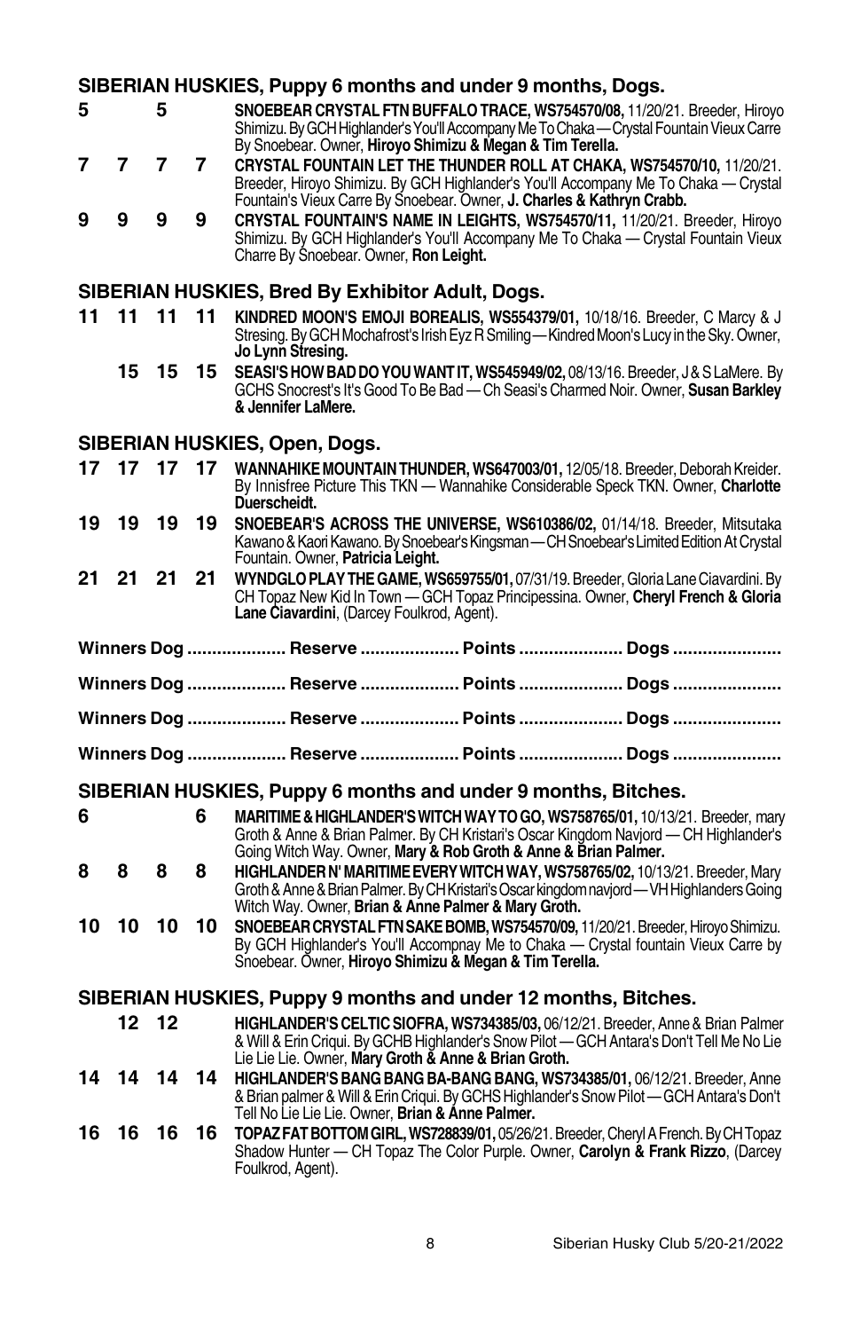## SIBERIAN HUSKIES, Puppy 6 months and under 9 months, Dogs.

**5** **5** **SNOEBEAR CRYSTAL FTN BUFFALO TRACE, WS754570/08,** 11/20/21. Breeder, Hiroyo Shimizu. By GCH Highlander's You'll Accompany Me To Chaka — Crystal Fountain Vieux Carre By Snoebear. Owner, **Hiroyo Shimizu & Megan & Tim Terella.**

**7 7 7 7** **CRYSTAL FOUNTAIN LET THE THUNDER ROLL AT CHAKA, WS754570/10,** 11/20/21. Breeder, Hiroyo Shimizu. By GCH Highlander's You'll Accompany Me To Chaka — Crystal Fountain's Vieux Carre By Snoebear. Owner, **J. Charles & Kathryn Crabb.**

**9 9 9 9** **CRYSTAL FOUNTAIN'S NAME IN LEIGHTS, WS754570/11,** 11/20/21. Breeder, Hiroyo Shimizu. By GCH Highlander's You'll Accompany Me To Chaka — Crystal Fountain Vieux Charre By Snoebear. Owner, **Ron Leight.**

## SIBERIAN HUSKIES, Bred By Exhibitor Adult, Dogs.

**11 11 11 11** **KINDRED MOON'S EMOJI BOREALIS, WS554379/01,** 10/18/16. Breeder, C Marcy & J Stresing. By GCH Mochafrost's Irish Eyz R Smiling — Kindred Moon's Lucy in the Sky. Owner, **Jo Lynn Stresing.**

**15 15 15** **SEASI'S HOW BAD DO YOU WANT IT, WS545949/02,** 08/13/16. Breeder, J & S LaMere. By GCHS Snocrest's It's Good To Be Bad — Ch Seasi's Charmed Noir. Owner, **Susan Barkley & Jennifer LaMere.**

## SIBERIAN HUSKIES, Open, Dogs.

**17 17 17 17** **WANNAHIKE MOUNTAIN THUNDER, WS647003/01,** 12/05/18. Breeder, Deborah Kreider. By Innisfree Picture This TKN — Wannahike Considerable Speck TKN. Owner, **Charlotte Duerscheidt.**

**19 19 19 19** **SNOEBEAR'S ACROSS THE UNIVERSE, WS610386/02,** 01/14/18. Breeder, Mitsutaka Kawano & Kaori Kawano. By Snoebear's Kingsman — CH Snoebear's Limited Edition At Crystal Fountain. Owner, **Patricia Leight.**

**21 21 21 21** **WYNDGLO PLAY THE GAME, WS659755/01,** 07/31/19. Breeder, Gloria Lane Ciavardini. By CH Topaz New Kid In Town — GCH Topaz Principessina. Owner, **Cheryl French & Gloria Lane Ciavardini**, (Darcey Foulkrod, Agent).

**Winners Dog .................... Reserve .................... Points ..................... Dogs ......................**

**Winners Dog .................... Reserve .................... Points ..................... Dogs ......................**

**Winners Dog .................... Reserve .................... Points ..................... Dogs ......................**

**Winners Dog .................... Reserve .................... Points ..................... Dogs ......................**

## SIBERIAN HUSKIES, Puppy 6 months and under 9 months, Bitches.

**6** **6** **MARITIME & HIGHLANDER'S WITCH WAY TO GO, WS758765/01,** 10/13/21. Breeder, mary Groth & Anne & Brian Palmer. By CH Kristari's Oscar Kingdom Navjord — CH Highlander's Going Witch Way. Owner, **Mary & Rob Groth & Anne & Brian Palmer.**

**8 8 8 8** **HIGHLANDER N' MARITIME EVERY WITCH WAY, WS758765/02,** 10/13/21. Breeder, Mary Groth & Anne & Brian Palmer. By CH Kristari's Oscar kingdom navjord — VH Highlanders Going Witch Way. Owner, **Brian & Anne Palmer & Mary Groth.**

**10 10 10 10** **SNOEBEAR CRYSTAL FTN SAKE BOMB, WS754570/09,** 11/20/21. Breeder, Hiroyo Shimizu. By GCH Highlander's You'll Accompnay Me to Chaka — Crystal fountain Vieux Carre by Snoebear. Owner, **Hiroyo Shimizu & Megan & Tim Terella.**

## SIBERIAN HUSKIES, Puppy 9 months and under 12 months, Bitches.

**12 12** **HIGHLANDER'S CELTIC SIOFRA, WS734385/03,** 06/12/21. Breeder, Anne & Brian Palmer & Will & Erin Criqui. By GCHB Highlander's Snow Pilot — GCH Antara's Don't Tell Me No Lie Lie Lie Lie. Owner, **Mary Groth & Anne & Brian Groth.**

**14 14 14 14** **HIGHLANDER'S BANG BANG BA-BANG BANG, WS734385/01,** 06/12/21. Breeder, Anne & Brian palmer & Will & Erin Criqui. By GCHS Highlander's Snow Pilot — GCH Antara's Don't Tell No Lie Lie Lie. Owner, **Brian & Anne Palmer.**

**16 16 16 16** **TOPAZ FAT BOTTOM GIRL, WS728839/01,** 05/26/21. Breeder, Cheryl A French. By CH Topaz Shadow Hunter — CH Topaz The Color Purple. Owner, **Carolyn & Frank Rizzo**, (Darcey Foulkrod, Agent).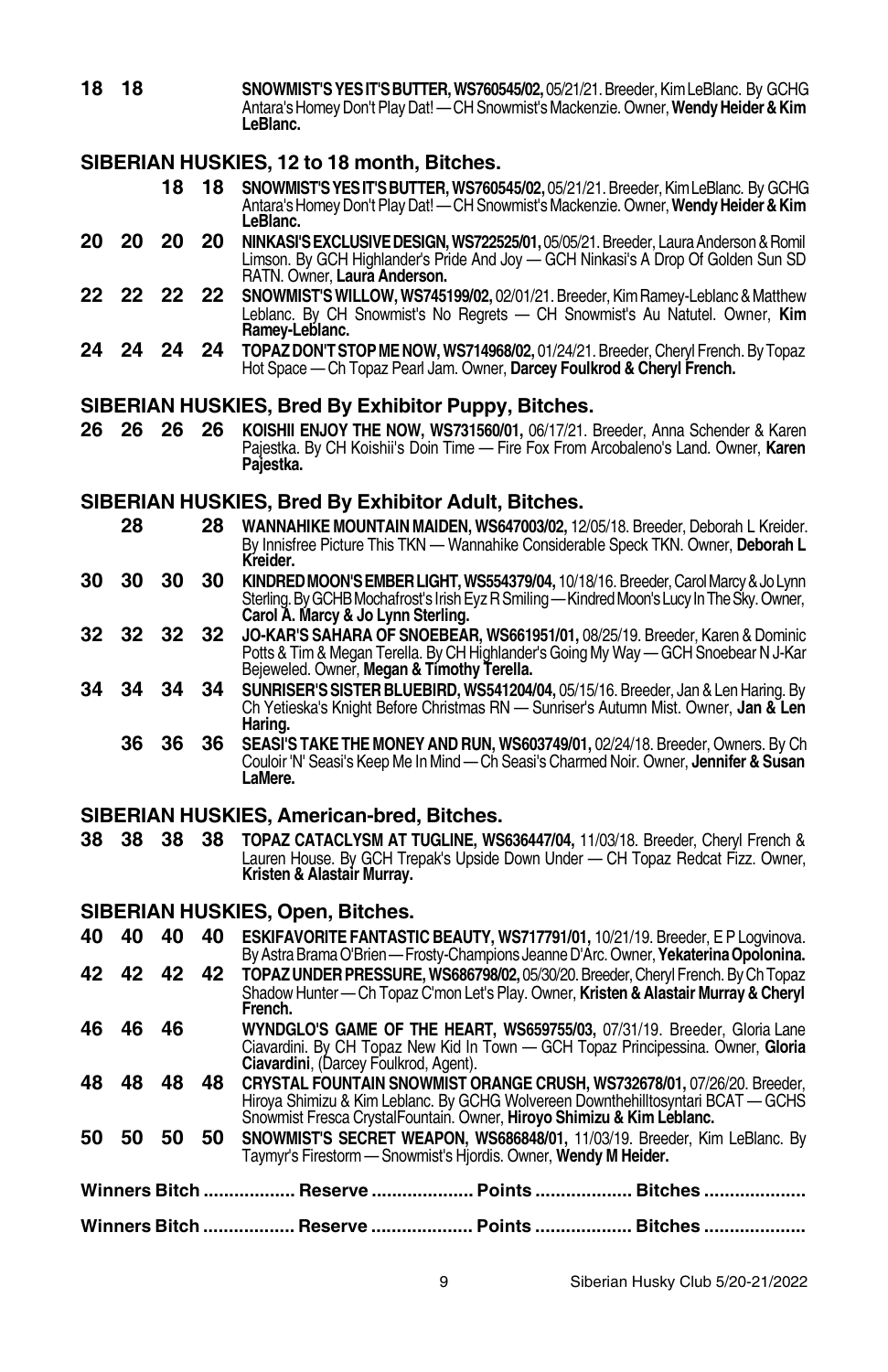**18 18** **SNOWMIST'S YES IT'S BUTTER, WS760545/02,** 05/21/21. Breeder, Kim LeBlanc. By GCHG Antara's Homey Don't Play Dat! — CH Snowmist's Mackenzie. Owner, **Wendy Heider & Kim LeBlanc.**

## SIBERIAN HUSKIES, 12 to 18 month, Bitches.

**18 18** **SNOWMIST'S YES IT'S BUTTER, WS760545/02,** 05/21/21. Breeder, Kim LeBlanc. By GCHG Antara's Homey Don't Play Dat! — CH Snowmist's Mackenzie. Owner, **Wendy Heider & Kim LeBlanc.**

**20 20 20 20** **NINKASI'S EXCLUSIVE DESIGN, WS722525/01,** 05/05/21. Breeder, Laura Anderson & Romil Limson. By GCH Highlander's Pride And Joy — GCH Ninkasi's A Drop Of Golden Sun SD RATN. Owner, **Laura Anderson.**

**22 22 22 22** **SNOWMIST'S WILLOW, WS745199/02,** 02/01/21. Breeder, Kim Ramey-Leblanc & Matthew Leblanc. By CH Snowmist's No Regrets — CH Snowmist's Au Natutel. Owner, **Kim Ramey-Leblanc.**

**24 24 24 24** **TOPAZ DON'T STOP ME NOW, WS714968/02,** 01/24/21. Breeder, Cheryl French. By Topaz Hot Space — Ch Topaz Pearl Jam. Owner, **Darcey Foulkrod & Cheryl French.**

## SIBERIAN HUSKIES, Bred By Exhibitor Puppy, Bitches.

**26 26 26 26** **KOISHII ENJOY THE NOW, WS731560/01,** 06/17/21. Breeder, Anna Schender & Karen Pajestka. By CH Koishii's Doin Time — Fire Fox From Arcobaleno's Land. Owner, **Karen Pajestka.**

## SIBERIAN HUSKIES, Bred By Exhibitor Adult, Bitches.

**28 28** **WANNAHIKE MOUNTAIN MAIDEN, WS647003/02,** 12/05/18. Breeder, Deborah L Kreider. By Innisfree Picture This TKN — Wannahike Considerable Speck TKN. Owner, **Deborah L Kreider.**

**30 30 30 30** **KINDRED MOON'S EMBER LIGHT, WS554379/04,** 10/18/16. Breeder, Carol Marcy & Jo Lynn Sterling. By GCHB Mochafrost's Irish Eyz R Smiling — Kindred Moon's Lucy In The Sky. Owner, **Carol A. Marcy & Jo Lynn Sterling.**

**32 32 32 32** **JO-KAR'S SAHARA OF SNOEBEAR, WS661951/01,** 08/25/19. Breeder, Karen & Dominic Potts & Tim & Megan Terella. By CH Highlander's Going My Way — GCH Snoebear N J-Kar Bejeweled. Owner, **Megan & Timothy Terella.**

**34 34 34 34** **SUNRISER'S SISTER BLUEBIRD, WS541204/04,** 05/15/16. Breeder, Jan & Len Haring. By Ch Yetieska's Knight Before Christmas RN — Sunriser's Autumn Mist. Owner, **Jan & Len Haring.**

**36 36 36** **SEASI'S TAKE THE MONEY AND RUN, WS603749/01,** 02/24/18. Breeder, Owners. By Ch Couloir 'N' Seasi's Keep Me In Mind — Ch Seasi's Charmed Noir. Owner, **Jennifer & Susan LaMere.**

## SIBERIAN HUSKIES, American-bred, Bitches.

**38 38 38 38** **TOPAZ CATACLYSM AT TUGLINE, WS636447/04,** 11/03/18. Breeder, Cheryl French & Lauren House. By GCH Trepak's Upside Down Under — CH Topaz Redcat Fizz. Owner, **Kristen & Alastair Murray.**

## SIBERIAN HUSKIES, Open, Bitches.

**40 40 40 40** **ESKIFAVORITE FANTASTIC BEAUTY, WS717791/01,** 10/21/19. Breeder, E P Logvinova. By Astra Brama O'Brien — Frosty-Champions Jeanne D'Arc. Owner, **Yekaterina Opolonina.**

**42 42 42 42** **TOPAZ UNDER PRESSURE, WS686798/02,** 05/30/20. Breeder, Cheryl French. By Ch Topaz Shadow Hunter — Ch Topaz C'mon Let's Play. Owner, **Kristen & Alastair Murray & Cheryl French.**

**46 46 46** **WYNDGLO'S GAME OF THE HEART, WS659755/03,** 07/31/19. Breeder, Gloria Lane Ciavardini. By CH Topaz New Kid In Town — GCH Topaz Principessina. Owner, **Gloria Ciavardini**, (Darcey Foulkrod, Agent).

**48 48 48 48** **CRYSTAL FOUNTAIN SNOWMIST ORANGE CRUSH, WS732678/01,** 07/26/20. Breeder, Hiroya Shimizu & Kim Leblanc. By GCHG Wolvereen Downthehilltosyntari BCAT — GCHS Snowmist Fresca CrystalFountain. Owner, **Hiroyo Shimizu & Kim Leblanc.**

**50 50 50 50** **SNOWMIST'S SECRET WEAPON, WS686848/01,** 11/03/19. Breeder, Kim LeBlanc. By Taymyr's Firestorm — Snowmist's Hjordis. Owner, **Wendy M Heider.**

**Winners Bitch .................. Reserve .................... Points ................... Bitches ....................**

**Winners Bitch .................. Reserve .................... Points ................... Bitches ....................**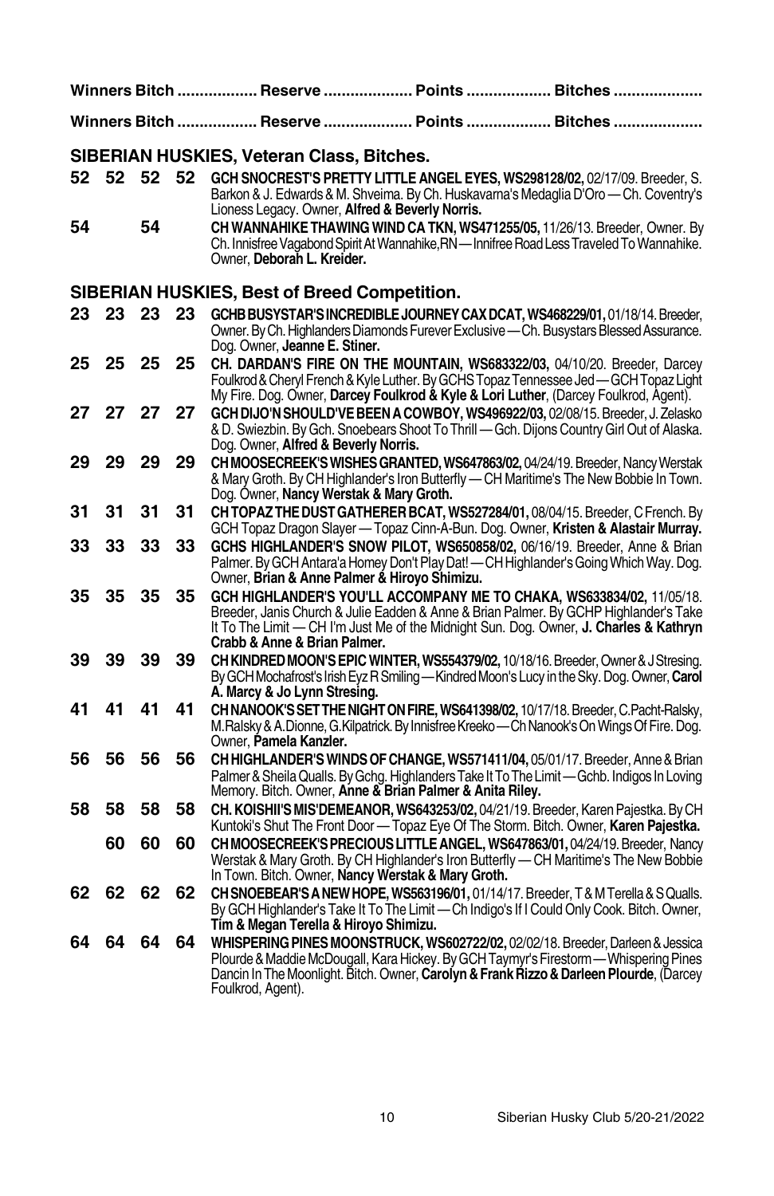**Winners Bitch .................. Reserve .................... Points ................... Bitches ....................**

**Winners Bitch .................. Reserve .................... Points ................... Bitches ....................**

## SIBERIAN HUSKIES, Veteran Class, Bitches.

**52 52 52 52** **GCH SNOCREST'S PRETTY LITTLE ANGEL EYES, WS298128/02,** 02/17/09. Breeder, S. Barkon & J. Edwards & M. Shveima. By Ch. Huskavarna's Medaglia D'Oro — Ch. Coventry's Lioness Legacy. Owner, **Alfred & Beverly Norris.**

**54 54** **CH WANNAHIKE THAWING WIND CA TKN, WS471255/05,** 11/26/13. Breeder, Owner. By Ch. Innisfree Vagabond Spirit At Wannahike,RN — Innifree Road Less Traveled To Wannahike. Owner, **Deborah L. Kreider.**

## SIBERIAN HUSKIES, Best of Breed Competition.

**23 23 23 23** **GCHB BUSYSTAR'S INCREDIBLE JOURNEY CAX DCAT, WS468229/01,** 01/18/14. Breeder, Owner. By Ch. Highlanders Diamonds Furever Exclusive — Ch. Busystars Blessed Assurance. Dog. Owner, **Jeanne E. Stiner.**

**25 25 25 25** **CH. DARDAN'S FIRE ON THE MOUNTAIN, WS683322/03,** 04/10/20. Breeder, Darcey Foulkrod & Cheryl French & Kyle Luther. By GCHS Topaz Tennessee Jed — GCH Topaz Light My Fire. Dog. Owner, **Darcey Foulkrod & Kyle & Lori Luther**, (Darcey Foulkrod, Agent).

**27 27 27 27** **GCH DIJO'N SHOULD'VE BEEN A COWBOY, WS496922/03,** 02/08/15. Breeder, J. Zelasko & D. Swiezbin. By Gch. Snoebears Shoot To Thrill — Gch. Dijons Country Girl Out of Alaska. Dog. Owner, **Alfred & Beverly Norris.**

**29 29 29 29** **CH MOOSECREEK'S WISHES GRANTED, WS647863/02,** 04/24/19. Breeder, Nancy Werstak & Mary Groth. By CH Highlander's Iron Butterfly — CH Maritime's The New Bobbie In Town. Dog. Owner, **Nancy Werstak & Mary Groth.**

**31 31 31 31** **CH TOPAZ THE DUST GATHERER BCAT, WS527284/01,** 08/04/15. Breeder, C French. By GCH Topaz Dragon Slayer — Topaz Cinn-A-Bun. Dog. Owner, **Kristen & Alastair Murray.**

**33 33 33 33** **GCHS HIGHLANDER'S SNOW PILOT, WS650858/02,** 06/16/19. Breeder, Anne & Brian Palmer. By GCH Antara'a Homey Don't Play Dat! — CH Highlander's Going Which Way. Dog. Owner, **Brian & Anne Palmer & Hiroyo Shimizu.**

**35 35 35 35** **GCH HIGHLANDER'S YOU'LL ACCOMPANY ME TO CHAKA, WS633834/02,** 11/05/18. Breeder, Janis Church & Julie Eadden & Anne & Brian Palmer. By GCHP Highlander's Take It To The Limit — CH I'm Just Me of the Midnight Sun. Dog. Owner, **J. Charles & Kathryn Crabb & Anne & Brian Palmer.**

**39 39 39 39** **CH KINDRED MOON'S EPIC WINTER, WS554379/02,** 10/18/16. Breeder, Owner & J Stresing. By GCH Mochafrost's Irish Eyz R Smiling — Kindred Moon's Lucy in the Sky. Dog. Owner, **Carol A. Marcy & Jo Lynn Stresing.**

**41 41 41 41** **CH NANOOK'S SET THE NIGHT ON FIRE, WS641398/02,** 10/17/18. Breeder, C.Pacht-Ralsky, M.Ralsky & A.Dionne, G.Kilpatrick. By Innisfree Kreeko — Ch Nanook's On Wings Of Fire. Dog. Owner, **Pamela Kanzler.**

**56 56 56 56** **CH HIGHLANDER'S WINDS OF CHANGE, WS571411/04,** 05/01/17. Breeder, Anne & Brian Palmer & Sheila Qualls. By Gchg. Highlanders Take It To The Limit — Gchb. Indigos In Loving Memory. Bitch. Owner, **Anne & Brian Palmer & Anita Riley.**

**58 58 58 58** **CH. KOISHII'S MIS'DEMEANOR, WS643253/02,** 04/21/19. Breeder, Karen Pajestka. By CH Kuntoki's Shut The Front Door — Topaz Eye Of The Storm. Bitch. Owner, **Karen Pajestka.**

**60 60 60** **CH MOOSECREEK'S PRECIOUS LITTLE ANGEL, WS647863/01,** 04/24/19. Breeder, Nancy Werstak & Mary Groth. By CH Highlander's Iron Butterfly — CH Maritime's The New Bobbie In Town. Bitch. Owner, **Nancy Werstak & Mary Groth.**

**62 62 62 62** **CH SNOEBEAR'S A NEW HOPE, WS563196/01,** 01/14/17. Breeder, T & M Terella & S Qualls. By GCH Highlander's Take It To The Limit — Ch Indigo's If I Could Only Cook. Bitch. Owner, **Tim & Megan Terella & Hiroyo Shimizu.**

**64 64 64 64** **WHISPERING PINES MOONSTRUCK, WS602722/02,** 02/02/18. Breeder, Darleen & Jessica Plourde & Maddie McDougall, Kara Hickey. By GCH Taymyr's Firestorm — Whispering Pines Dancin In The Moonlight. Bitch. Owner, **Carolyn & Frank Rizzo & Darleen Plourde**, (Darcey Foulkrod, Agent).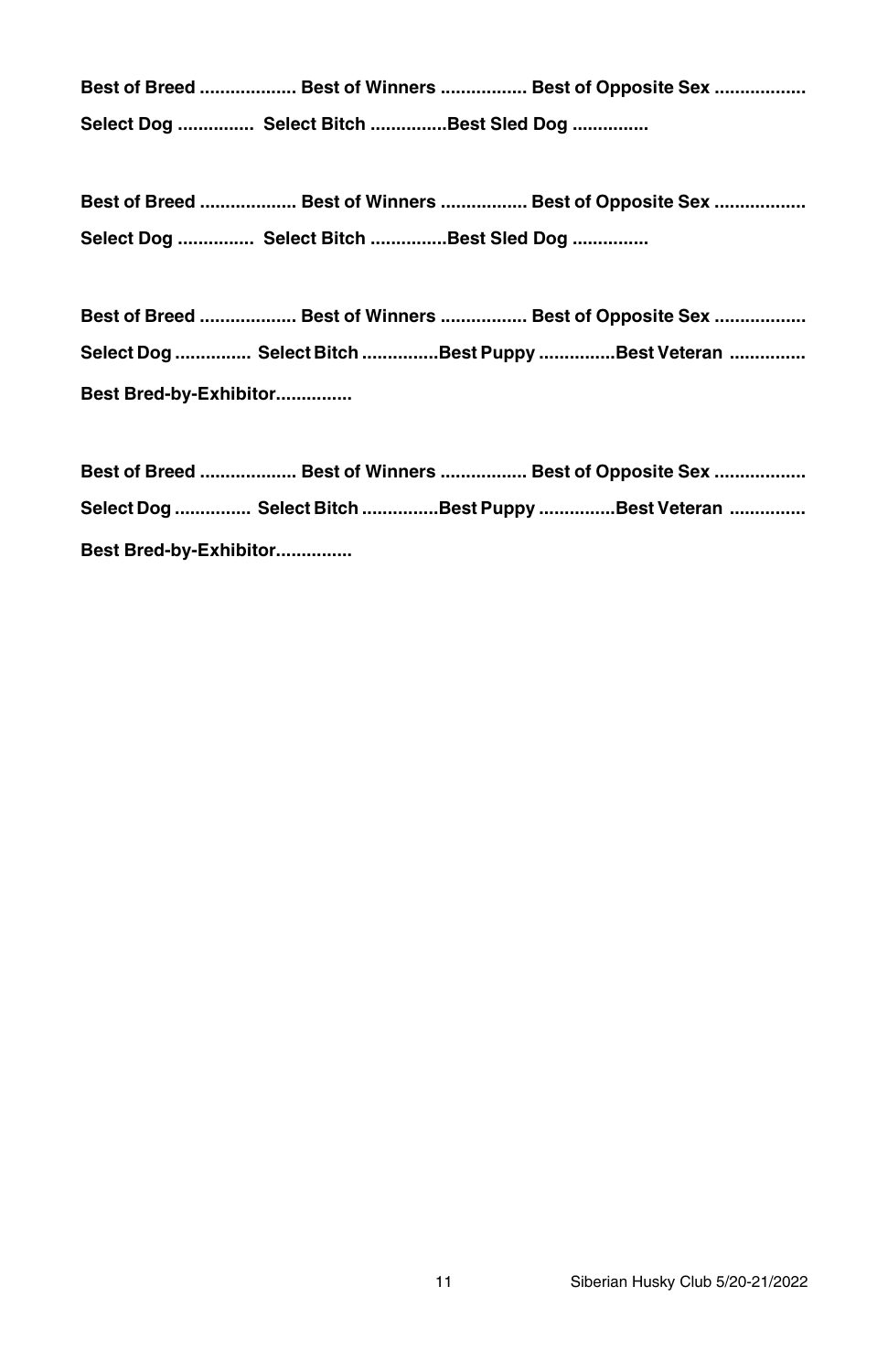**Best of Breed ................... Best of Winners ................. Best of Opposite Sex ..................**

**Select Dog ............... Select Bitch ...............Best Sled Dog ...............**

**Best of Breed ................... Best of Winners ................. Best of Opposite Sex ..................**

**Select Dog ............... Select Bitch ...............Best Sled Dog ...............**

**Best of Breed ................... Best of Winners ................. Best of Opposite Sex ..................**

**Select Dog ............... Select Bitch ...............Best Puppy ...............Best Veteran ...............**

**Best Bred-by-Exhibitor...............**

**Best of Breed ................... Best of Winners ................. Best of Opposite Sex ..................**

**Select Dog ............... Select Bitch ...............Best Puppy ...............Best Veteran ...............**

**Best Bred-by-Exhibitor...............**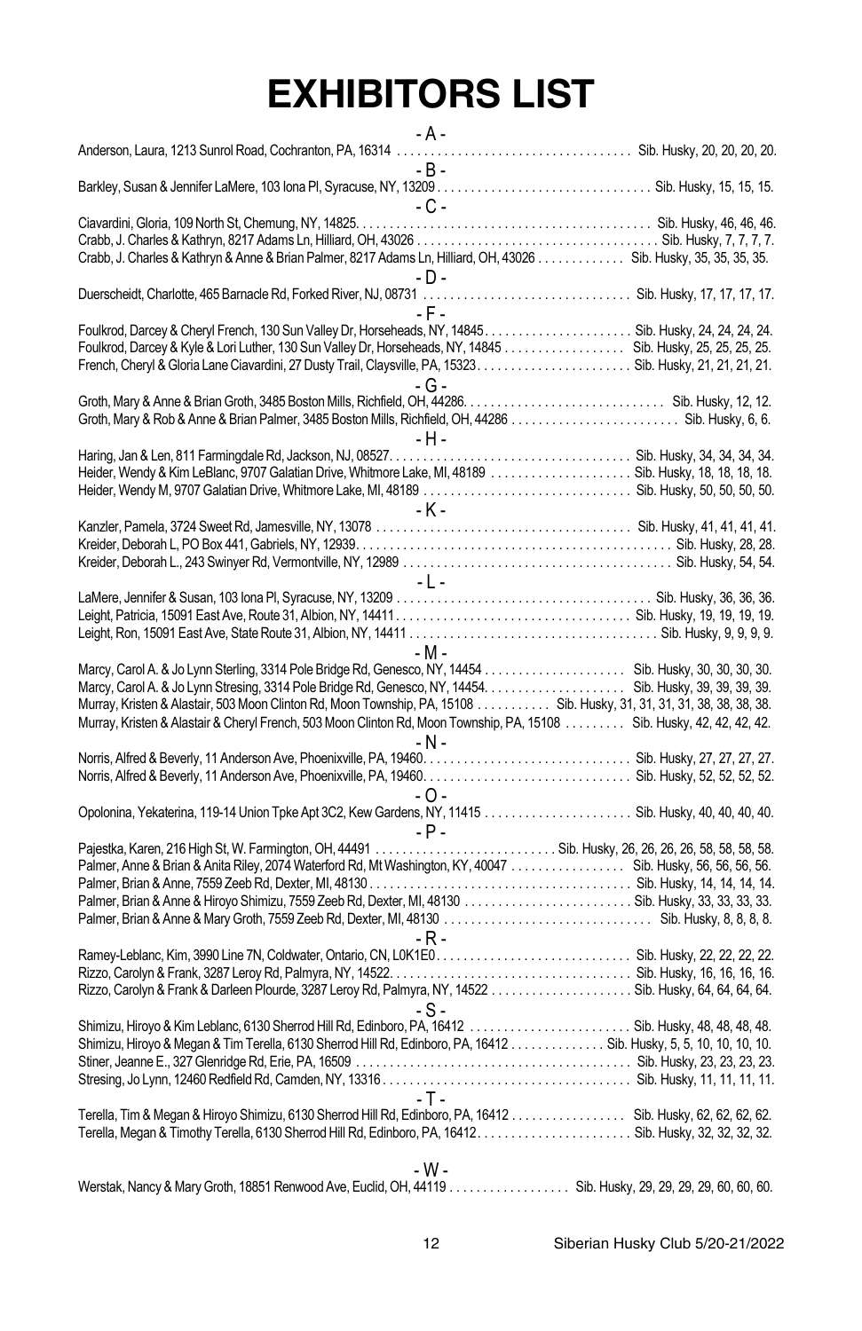# EXHIBITORS LIST

- A -

Anderson, Laura, 1213 Sunrol Road, Cochranton, PA, 16314 . . . . . . . . . . . . . . . . . . . . . . . . . . . . . . . . . . . Sib. Husky, 20, 20, 20, 20.

- B -

Barkley, Susan & Jennifer LaMere, 103 Iona Pl, Syracuse, NY, 13209 . . . . . . . . . . . . . . . . . . . . . . . . . . . . . . . . Sib. Husky, 15, 15, 15.

- C -

Ciavardini, Gloria, 109 North St, Chemung, NY, 14825. . . . . . . . . . . . . . . . . . . . . . . . . . . . . . . . . . . . . . . . . . . . Sib. Husky, 46, 46, 46.

Crabb, J. Charles & Kathryn, 8217 Adams Ln, Hilliard, OH, 43026 . . . . . . . . . . . . . . . . . . . . . . . . . . . . . . . . . . . Sib. Husky, 7, 7, 7, 7.

Crabb, J. Charles & Kathryn & Anne & Brian Palmer, 8217 Adams Ln, Hilliard, OH, 43026 . . . . . . . . . . . . . Sib. Husky, 35, 35, 35, 35.

- D -

Duerscheidt, Charlotte, 465 Barnacle Rd, Forked River, NJ, 08731 . . . . . . . . . . . . . . . . . . . . . . . . . . . . . . . Sib. Husky, 17, 17, 17, 17.

- F -

Foulkrod, Darcey & Cheryl French, 130 Sun Valley Dr, Horseheads, NY, 14845. . . . . . . . . . . . . . . . . . . . . . Sib. Husky, 24, 24, 24, 24.

Foulkrod, Darcey & Kyle & Lori Luther, 130 Sun Valley Dr, Horseheads, NY, 14845 . . . . . . . . . . . . . . . . . . Sib. Husky, 25, 25, 25, 25.

French, Cheryl & Gloria Lane Ciavardini, 27 Dusty Trail, Claysville, PA, 15323. . . . . . . . . . . . . . . . . . . . . . . Sib. Husky, 21, 21, 21, 21.

- G -

Groth, Mary & Anne & Brian Groth, 3485 Boston Mills, Richfield, OH, 44286. . . . . . . . . . . . . . . . . . . . . . . . . . . . . Sib. Husky, 12, 12.

Groth, Mary & Rob & Anne & Brian Palmer, 3485 Boston Mills, Richfield, OH, 44286 . . . . . . . . . . . . . . . . . . . . . . . . . Sib. Husky, 6, 6.

- H -

Haring, Jan & Len, 811 Farmingdale Rd, Jackson, NJ, 08527. . . . . . . . . . . . . . . . . . . . . . . . . . . . . . . . . . . . Sib. Husky, 34, 34, 34, 34.

Heider, Wendy & Kim LeBlanc, 9707 Galatian Drive, Whitmore Lake, MI, 48189 . . . . . . . . . . . . . . . . . . . . . Sib. Husky, 18, 18, 18, 18.

Heider, Wendy M, 9707 Galatian Drive, Whitmore Lake, MI, 48189 . . . . . . . . . . . . . . . . . . . . . . . . . . . . . . . Sib. Husky, 50, 50, 50, 50.

- K -

Kanzler, Pamela, 3724 Sweet Rd, Jamesville, NY, 13078 . . . . . . . . . . . . . . . . . . . . . . . . . . . . . . . . . . . . . . Sib. Husky, 41, 41, 41, 41.

Kreider, Deborah L, PO Box 441, Gabriels, NY, 12939. . . . . . . . . . . . . . . . . . . . . . . . . . . . . . . . . . . . . . . . . . . . . . . Sib. Husky, 28, 28.

Kreider, Deborah L., 243 Swinyer Rd, Vermontville, NY, 12989 . . . . . . . . . . . . . . . . . . . . . . . . . . . . . . . . . . . . . . . Sib. Husky, 54, 54.

- L -

LaMere, Jennifer & Susan, 103 Iona Pl, Syracuse, NY, 13209 . . . . . . . . . . . . . . . . . . . . . . . . . . . . . . . . . . . . . . Sib. Husky, 36, 36, 36.

Leight, Patricia, 15091 East Ave, Route 31, Albion, NY, 14411 . . . . . . . . . . . . . . . . . . . . . . . . . . . . . . . . . . . Sib. Husky, 19, 19, 19, 19.

Leight, Ron, 15091 East Ave, State Route 31, Albion, NY, 14411 . . . . . . . . . . . . . . . . . . . . . . . . . . . . . . . . . . . . . Sib. Husky, 9, 9, 9, 9.

- M -

Marcy, Carol A. & Jo Lynn Sterling, 3314 Pole Bridge Rd, Genesco, NY, 14454 . . . . . . . . . . . . . . . . . . . . . Sib. Husky, 30, 30, 30, 30.

Marcy, Carol A. & Jo Lynn Stresing, 3314 Pole Bridge Rd, Genesco, NY, 14454. . . . . . . . . . . . . . . . . . . . . Sib. Husky, 39, 39, 39, 39.

Murray, Kristen & Alastair, 503 Moon Clinton Rd, Moon Township, PA, 15108 . . . . . . . . . . . Sib. Husky, 31, 31, 31, 31, 38, 38, 38, 38.

Murray, Kristen & Alastair & Cheryl French, 503 Moon Clinton Rd, Moon Township, PA, 15108 . . . . . . . . . Sib. Husky, 42, 42, 42, 42.

- N -

Norris, Alfred & Beverly, 11 Anderson Ave, Phoenixville, PA, 19460. . . . . . . . . . . . . . . . . . . . . . . . . . . . . . . Sib. Husky, 27, 27, 27, 27.

Norris, Alfred & Beverly, 11 Anderson Ave, Phoenixville, PA, 19460. . . . . . . . . . . . . . . . . . . . . . . . . . . . . . . Sib. Husky, 52, 52, 52, 52.

- O -

Opolonina, Yekaterina, 119-14 Union Tpke Apt 3C2, Kew Gardens, NY, 11415 . . . . . . . . . . . . . . . . . . . . . . Sib. Husky, 40, 40, 40, 40.

- P -

Pajestka, Karen, 216 High St, W. Farmington, OH, 44491 . . . . . . . . . . . . . . . . . . . . . . . . . . . Sib. Husky, 26, 26, 26, 26, 58, 58, 58, 58.

Palmer, Anne & Brian & Anita Riley, 2074 Waterford Rd, Mt Washington, KY, 40047 . . . . . . . . . . . . . . . . . Sib. Husky, 56, 56, 56, 56.

Palmer, Brian & Anne, 7559 Zeeb Rd, Dexter, MI, 48130 . . . . . . . . . . . . . . . . . . . . . . . . . . . . . . . . . . . . . . . Sib. Husky, 14, 14, 14, 14.

Palmer, Brian & Anne & Hiroyo Shimizu, 7559 Zeeb Rd, Dexter, MI, 48130 . . . . . . . . . . . . . . . . . . . . . . . . . Sib. Husky, 33, 33, 33, 33.

Palmer, Brian & Anne & Mary Groth, 7559 Zeeb Rd, Dexter, MI, 48130 . . . . . . . . . . . . . . . . . . . . . . . . . . . . . . . Sib. Husky, 8, 8, 8, 8.

- R -

Ramey-Leblanc, Kim, 3990 Line 7N, Coldwater, Ontario, CN, L0K1E0. . . . . . . . . . . . . . . . . . . . . . . . . . . . . Sib. Husky, 22, 22, 22, 22.

Rizzo, Carolyn & Frank, 3287 Leroy Rd, Palmyra, NY, 14522. . . . . . . . . . . . . . . . . . . . . . . . . . . . . . . . . . . . Sib. Husky, 16, 16, 16, 16.

Rizzo, Carolyn & Frank & Darleen Plourde, 3287 Leroy Rd, Palmyra, NY, 14522 . . . . . . . . . . . . . . . . . . . . . Sib. Husky, 64, 64, 64, 64.

- S -

Shimizu, Hiroyo & Kim Leblanc, 6130 Sherrod Hill Rd, Edinboro, PA, 16412 . . . . . . . . . . . . . . . . . . . . . . . . Sib. Husky, 48, 48, 48, 48.

Shimizu, Hiroyo & Megan & Tim Terella, 6130 Sherrod Hill Rd, Edinboro, PA, 16412 . . . . . . . . . . . . . . Sib. Husky, 5, 5, 10, 10, 10, 10.

Stiner, Jeanne E., 327 Glenridge Rd, Erie, PA, 16509 . . . . . . . . . . . . . . . . . . . . . . . . . . . . . . . . . . . . . . . . . Sib. Husky, 23, 23, 23, 23.

Stresing, Jo Lynn, 12460 Redfield Rd, Camden, NY, 13316 . . . . . . . . . . . . . . . . . . . . . . . . . . . . . . . . . . . . . Sib. Husky, 11, 11, 11, 11.

- T -

Terella, Tim & Megan & Hiroyo Shimizu, 6130 Sherrod Hill Rd, Edinboro, PA, 16412 . . . . . . . . . . . . . . . . . Sib. Husky, 62, 62, 62, 62.

Terella, Megan & Timothy Terella, 6130 Sherrod Hill Rd, Edinboro, PA, 16412. . . . . . . . . . . . . . . . . . . . . . . Sib. Husky, 32, 32, 32, 32.

- W -

Werstak, Nancy & Mary Groth, 18851 Renwood Ave, Euclid, OH, 44119 . . . . . . . . . . . . . . . . . . Sib. Husky, 29, 29, 29, 29, 60, 60, 60.